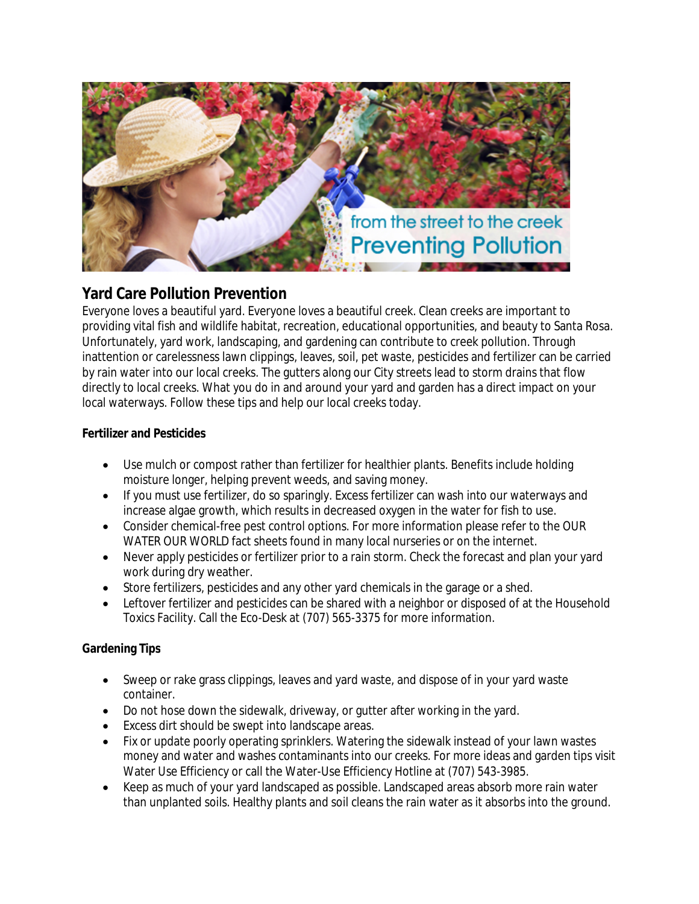## Yard Care Pollution Prevention

Everyone loves a beautiful yard. Everyone loves a beautiful creek. Clean creeks are important to providing vital fish and wildlife habitat, recreation, educational opportunities, and beauty to Santa Rosa. Unfortunately, yard work, landscaping, and gardening can contribute to creek pollution. Through inattention or carelessness lawn clippings, leaves, soil, pet waste, pesticides and fertilizer can be carried by rain water into our local creeks. The gutters along our City streets lead to storm drains that flow directly to local creeks. What you do in and around your yard and garden has a direct impact on your local waterways. Follow these tips and help our local creeks today.

**Fertilizer and Pesticides**

- Use mulch or compost rather than fertilizer for healthier plants. Benefits include holding moisture longer, helping prevent weeds, and saving money.
- If you must use fertilizer, do so sparingly. Excess fertilizer can wash into our waterways and increase algae growth, which results in decreased oxygen in the water for fish to use.
- Consider chemical-free pest control options. For more information please refer to the OUR WATER OUR WORLD fact sheets found in many local nurseries or on the internet.
- Never apply pesticides or fertilizer prior to a rain storm. Check the forecast and plan your yard work during dry weather.
- Store fertilizers, pesticides and any other yard chemicals in the garage or a shed.
- Leftover fertilizer and pesticides can be shared with a neighbor or disposed of at the Household Toxics Facility. Call the Eco-Desk at (707) 565-3375 for more information.

**Gardening Tips**

- Sweep or rake grass clippings, leaves and yard waste, and dispose of in your yard waste container.
- Do not hose down the sidewalk, driveway, or gutter after working in the yard.
- Excess dirt should be swept into landscape areas.
- Fix or update poorly operating sprinklers. Watering the sidewalk instead of your lawn wastes money and water and washes contaminants into our creeks. For more ideas and garden tips visit Water Use Efficiency or call the Water-Use Efficiency Hotline at (707) 543-3985.
- Keep as much of your yard landscaped as possible. Landscaped areas absorb more rain water than unplanted soils. Healthy plants and soil cleans the rain water as it absorbs into the ground.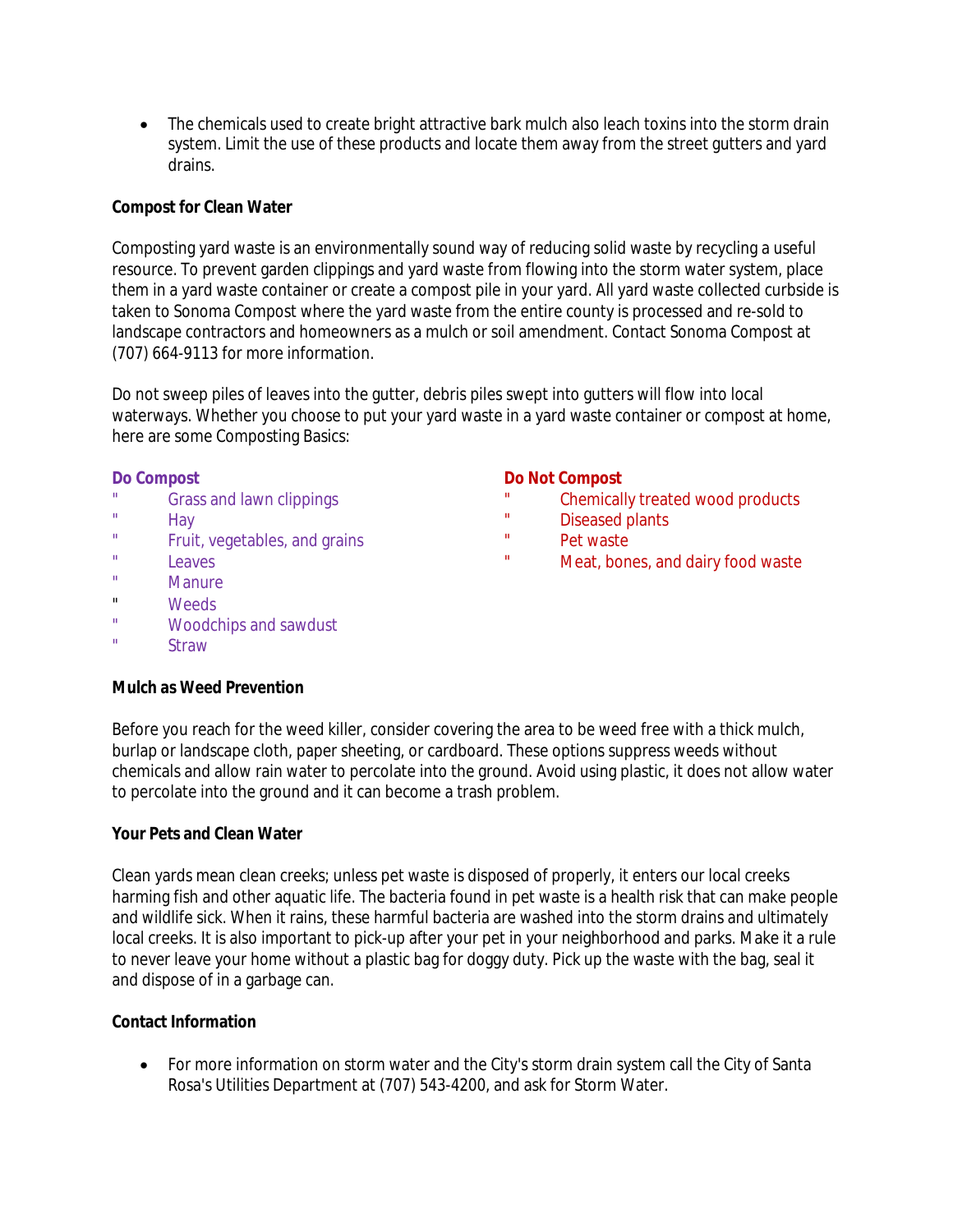- The chemicals used to create bright attractive bark mulch also leach toxins into the storm drain system. Limit the use of these products and locate them away from the street gutters and yard drains.

**Compost for Clean Water**

Composting yard waste is an environmentally sound way of reducing solid waste by recycling a useful resource. To prevent garden clippings and yard waste from flowing into the storm water system, place them in a yard waste container or create a compost pile in your yard. All yard waste collected curbside is taken to Sonoma Compost where the yard waste from the entire county is processed and re-sold to landscape contractors and homeowners as a mulch or soil amendment. Contact Sonoma Compost at (707) 664-9113 for more information.

Do not sweep piles of leaves into the gutter, debris piles swept into gutters will flow into local waterways. Whether you choose to put your yard waste in a yard waste container or compost at home, here are some Composting Basics:

**Do Compost**

- Grass and lawn clippings
- Hay
- Fruit, vegetables, and grains
- Leaves
- Manure
- Weeds
- Woodchips and sawdust
- Straw

**Do Not Compost**

- Chemically treated wood products
- Diseased plants
- Pet waste
- Meat, bones, and dairy food waste

**Mulch as Weed Prevention**

Before you reach for the weed killer, consider covering the area to be weed free with a thick mulch, burlap or landscape cloth, paper sheeting, or cardboard. These options suppress weeds without chemicals and allow rain water to percolate into the ground. Avoid using plastic, it does not allow water to percolate into the ground and it can become a trash problem.

**Your Pets and Clean Water**

Clean yards mean clean creeks; unless pet waste is disposed of properly, it enters our local creeks harming fish and other aquatic life. The bacteria found in pet waste is a health risk that can make people and wildlife sick. When it rains, these harmful bacteria are washed into the storm drains and ultimately local creeks. It is also important to pick-up after your pet in your neighborhood and parks. Make it a rule to never leave your home without a plastic bag for doggy duty. Pick up the waste with the bag, seal it and dispose of in a garbage can.

**Contact Information**

- For more information on storm water and the City's storm drain system call the City of Santa Rosa's Utilities Department at (707) 543-4200, and ask for Storm Water.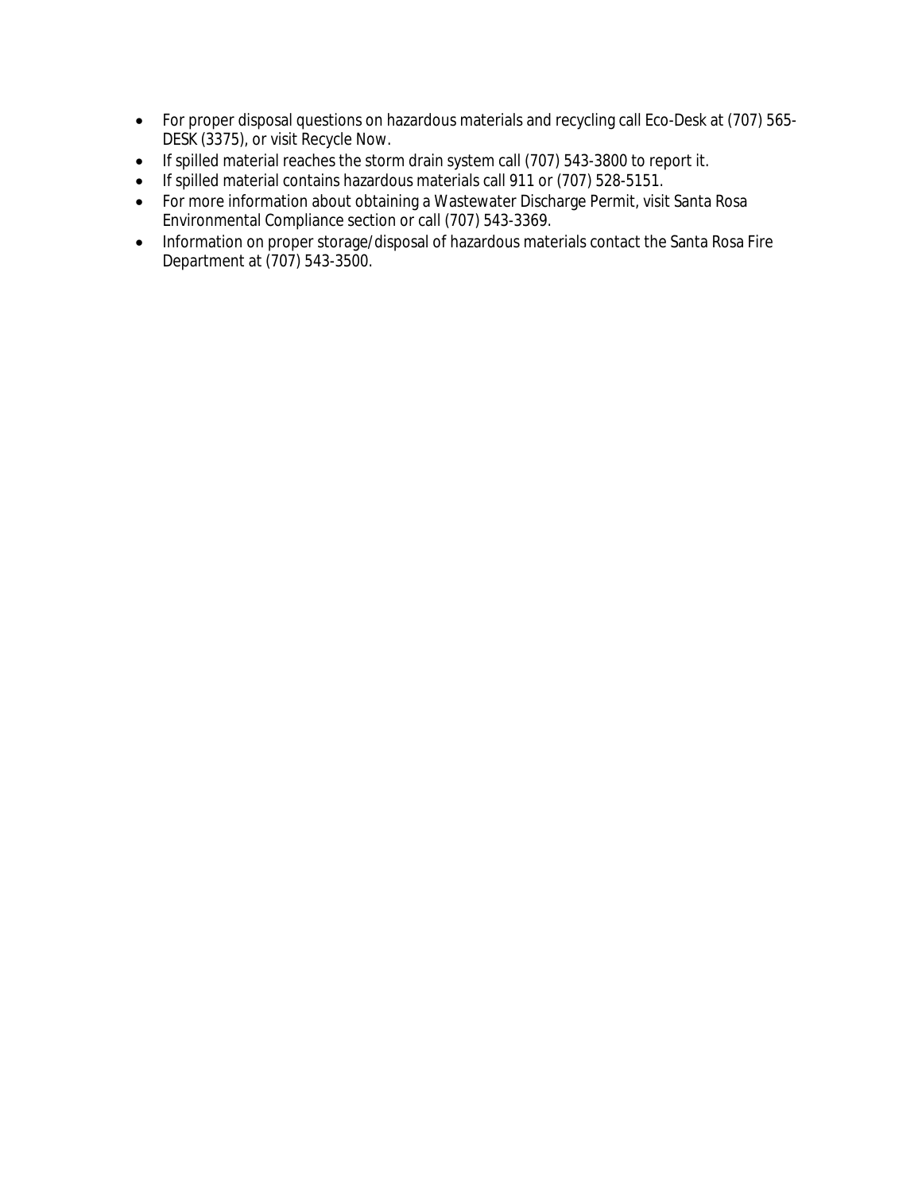- For proper disposal questions on hazardous materials and recycling call Eco-Desk at (707) 565-DESK (3375), or visit Recycle Now.
- If spilled material reaches the storm drain system call (707) 543-3800 to report it.
- If spilled material contains hazardous materials call 911 or (707) 528-5151.
- For more information about obtaining a Wastewater Discharge Permit, visit Santa Rosa Environmental Compliance section or call (707) 543-3369.
- Information on proper storage/disposal of hazardous materials contact the Santa Rosa Fire Department at (707) 543-3500.